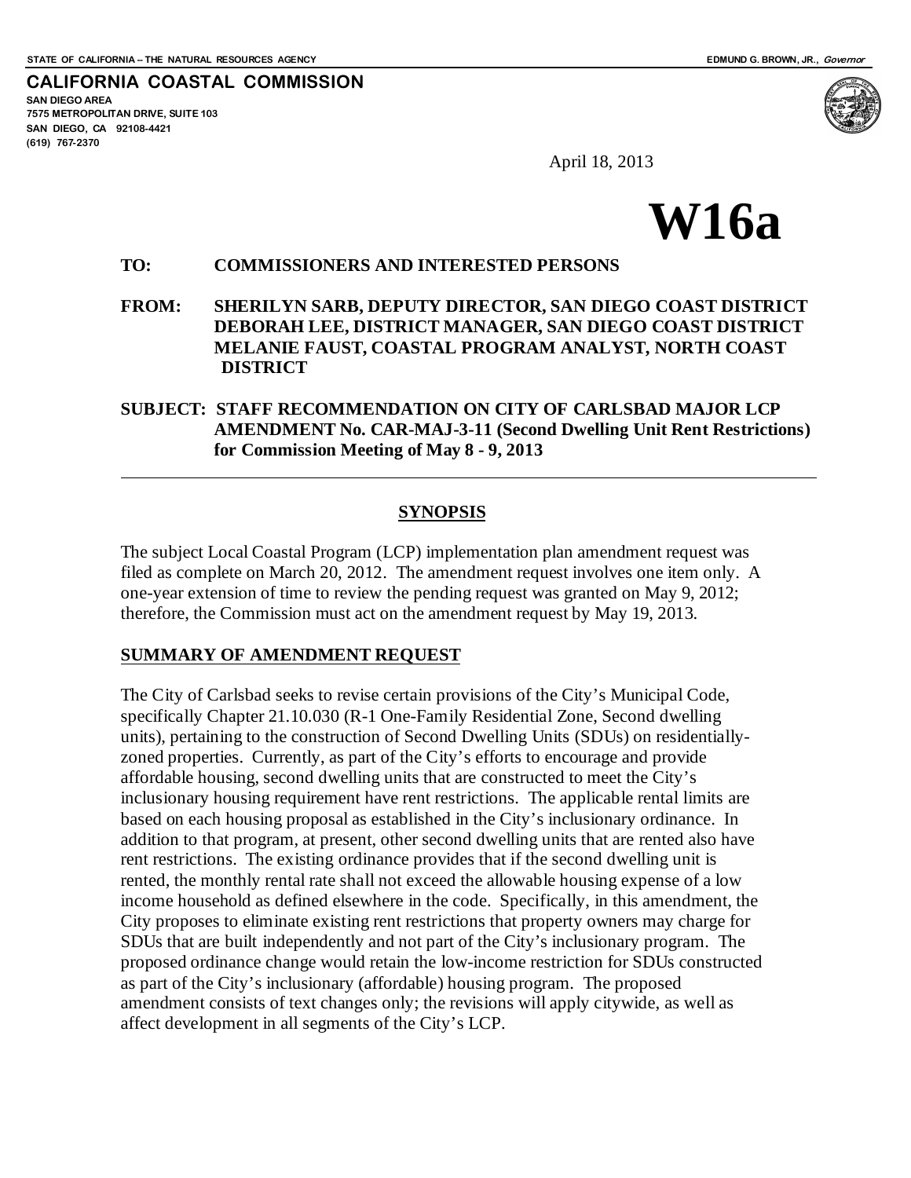STATE OF CALIFORNIA – THE NATURAL RESOURCES AGENCY

EDMUND G. BROWN, JR., *Governor*

**CALIFORNIA COASTAL COMMISSION**
**SAN DIEGO AREA**
**7575 METROPOLITAN DRIVE, SUITE 103**
**SAN DIEGO, CA 92108-4421**
**(619) 767-2370**

April 18, 2013

# W16a

**TO:** **COMMISSIONERS AND INTERESTED PERSONS**

**FROM:** **SHERILYN SARB, DEPUTY DIRECTOR, SAN DIEGO COAST DISTRICT**
**DEBORAH LEE, DISTRICT MANAGER, SAN DIEGO COAST DISTRICT**
**MELANIE FAUST, COASTAL PROGRAM ANALYST, NORTH COAST DISTRICT**

**SUBJECT: STAFF RECOMMENDATION ON CITY OF CARLSBAD MAJOR LCP AMENDMENT No. CAR-MAJ-3-11 (Second Dwelling Unit Rent Restrictions) for Commission Meeting of May 8 - 9, 2013**

---

## SYNOPSIS

The subject Local Coastal Program (LCP) implementation plan amendment request was filed as complete on March 20, 2012. The amendment request involves one item only. A one-year extension of time to review the pending request was granted on May 9, 2012; therefore, the Commission must act on the amendment request by May 19, 2013.

## SUMMARY OF AMENDMENT REQUEST

The City of Carlsbad seeks to revise certain provisions of the City's Municipal Code, specifically Chapter 21.10.030 (R-1 One-Family Residential Zone, Second dwelling units), pertaining to the construction of Second Dwelling Units (SDUs) on residentially-zoned properties. Currently, as part of the City's efforts to encourage and provide affordable housing, second dwelling units that are constructed to meet the City's inclusionary housing requirement have rent restrictions. The applicable rental limits are based on each housing proposal as established in the City's inclusionary ordinance. In addition to that program, at present, other second dwelling units that are rented also have rent restrictions. The existing ordinance provides that if the second dwelling unit is rented, the monthly rental rate shall not exceed the allowable housing expense of a low income household as defined elsewhere in the code. Specifically, in this amendment, the City proposes to eliminate existing rent restrictions that property owners may charge for SDUs that are built independently and not part of the City's inclusionary program. The proposed ordinance change would retain the low-income restriction for SDUs constructed as part of the City's inclusionary (affordable) housing program. The proposed amendment consists of text changes only; the revisions will apply citywide, as well as affect development in all segments of the City's LCP.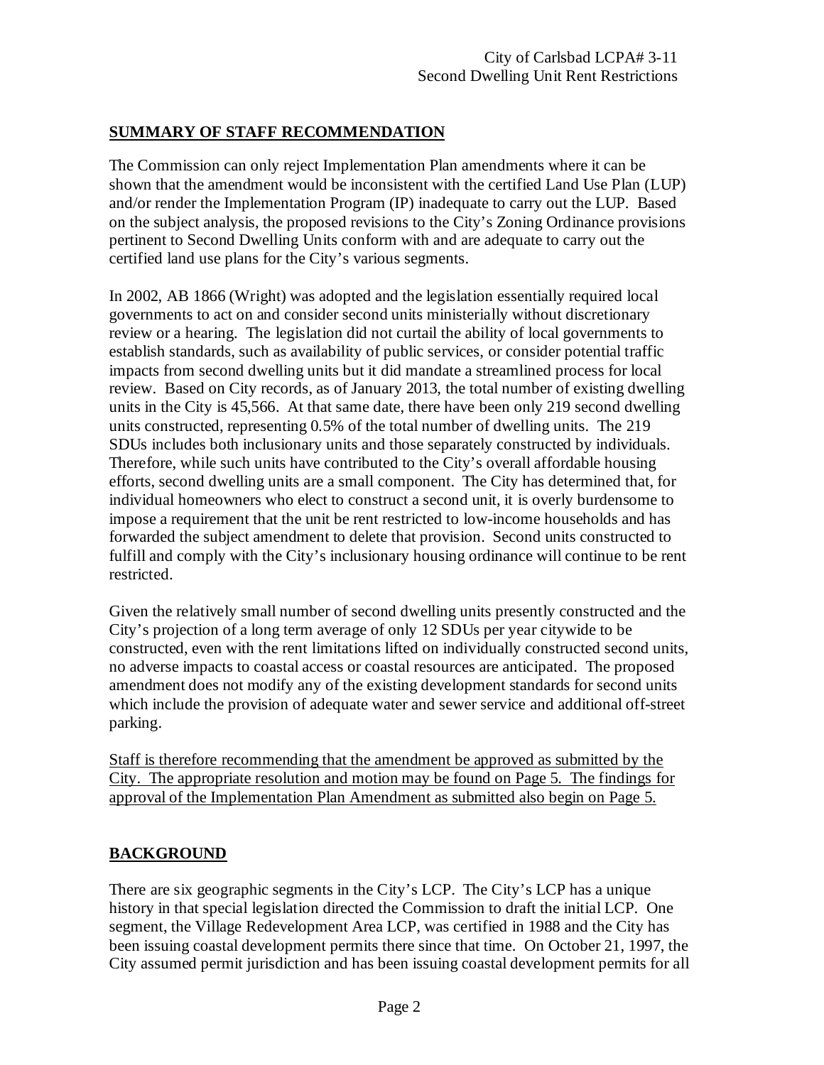## SUMMARY OF STAFF RECOMMENDATION

The Commission can only reject Implementation Plan amendments where it can be shown that the amendment would be inconsistent with the certified Land Use Plan (LUP) and/or render the Implementation Program (IP) inadequate to carry out the LUP. Based on the subject analysis, the proposed revisions to the City's Zoning Ordinance provisions pertinent to Second Dwelling Units conform with and are adequate to carry out the certified land use plans for the City's various segments.

In 2002, AB 1866 (Wright) was adopted and the legislation essentially required local governments to act on and consider second units ministerially without discretionary review or a hearing. The legislation did not curtail the ability of local governments to establish standards, such as availability of public services, or consider potential traffic impacts from second dwelling units but it did mandate a streamlined process for local review. Based on City records, as of January 2013, the total number of existing dwelling units in the City is 45,566. At that same date, there have been only 219 second dwelling units constructed, representing 0.5% of the total number of dwelling units. The 219 SDUs includes both inclusionary units and those separately constructed by individuals. Therefore, while such units have contributed to the City's overall affordable housing efforts, second dwelling units are a small component. The City has determined that, for individual homeowners who elect to construct a second unit, it is overly burdensome to impose a requirement that the unit be rent restricted to low-income households and has forwarded the subject amendment to delete that provision. Second units constructed to fulfill and comply with the City's inclusionary housing ordinance will continue to be rent restricted.

Given the relatively small number of second dwelling units presently constructed and the City's projection of a long term average of only 12 SDUs per year citywide to be constructed, even with the rent limitations lifted on individually constructed second units, no adverse impacts to coastal access or coastal resources are anticipated. The proposed amendment does not modify any of the existing development standards for second units which include the provision of adequate water and sewer service and additional off-street parking.

<u>Staff is therefore recommending that the amendment be approved as submitted by the City. The appropriate resolution and motion may be found on Page 5. The findings for approval of the Implementation Plan Amendment as submitted also begin on Page 5.</u>

## BACKGROUND

There are six geographic segments in the City's LCP. The City's LCP has a unique history in that special legislation directed the Commission to draft the initial LCP. One segment, the Village Redevelopment Area LCP, was certified in 1988 and the City has been issuing coastal development permits there since that time. On October 21, 1997, the City assumed permit jurisdiction and has been issuing coastal development permits for all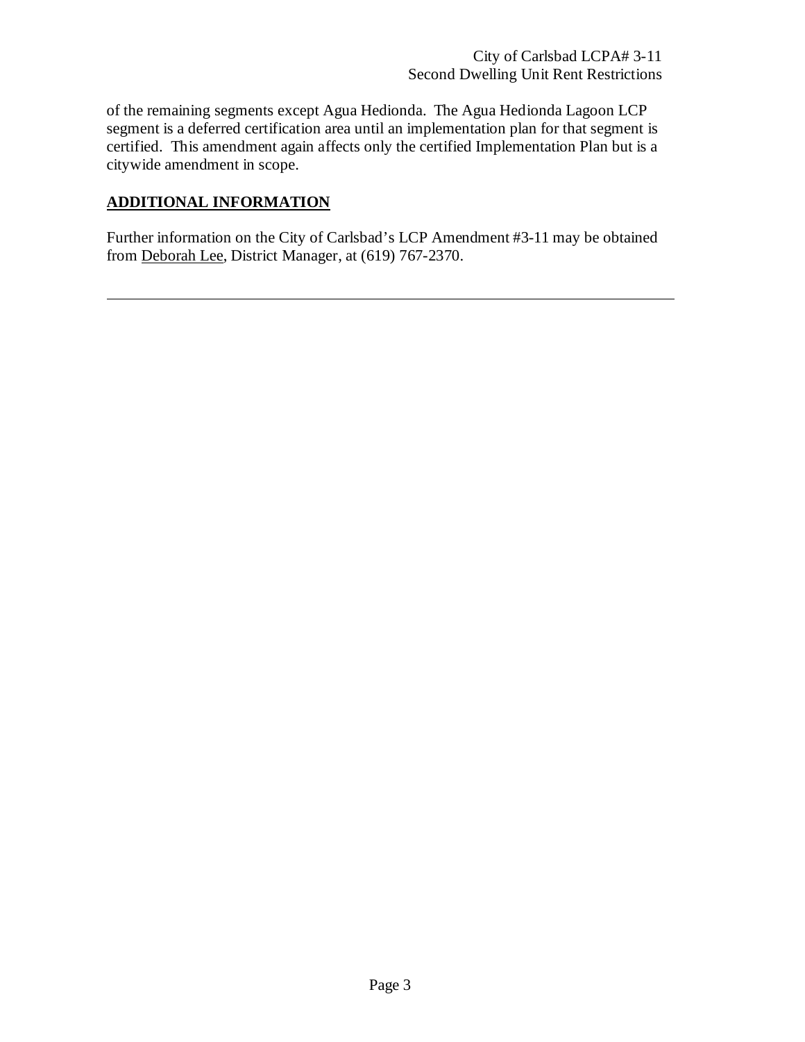of the remaining segments except Agua Hedionda. The Agua Hedionda Lagoon LCP segment is a deferred certification area until an implementation plan for that segment is certified. This amendment again affects only the certified Implementation Plan but is a citywide amendment in scope.

## ADDITIONAL INFORMATION

Further information on the City of Carlsbad's LCP Amendment #3-11 may be obtained from Deborah Lee, District Manager, at (619) 767-2370.

---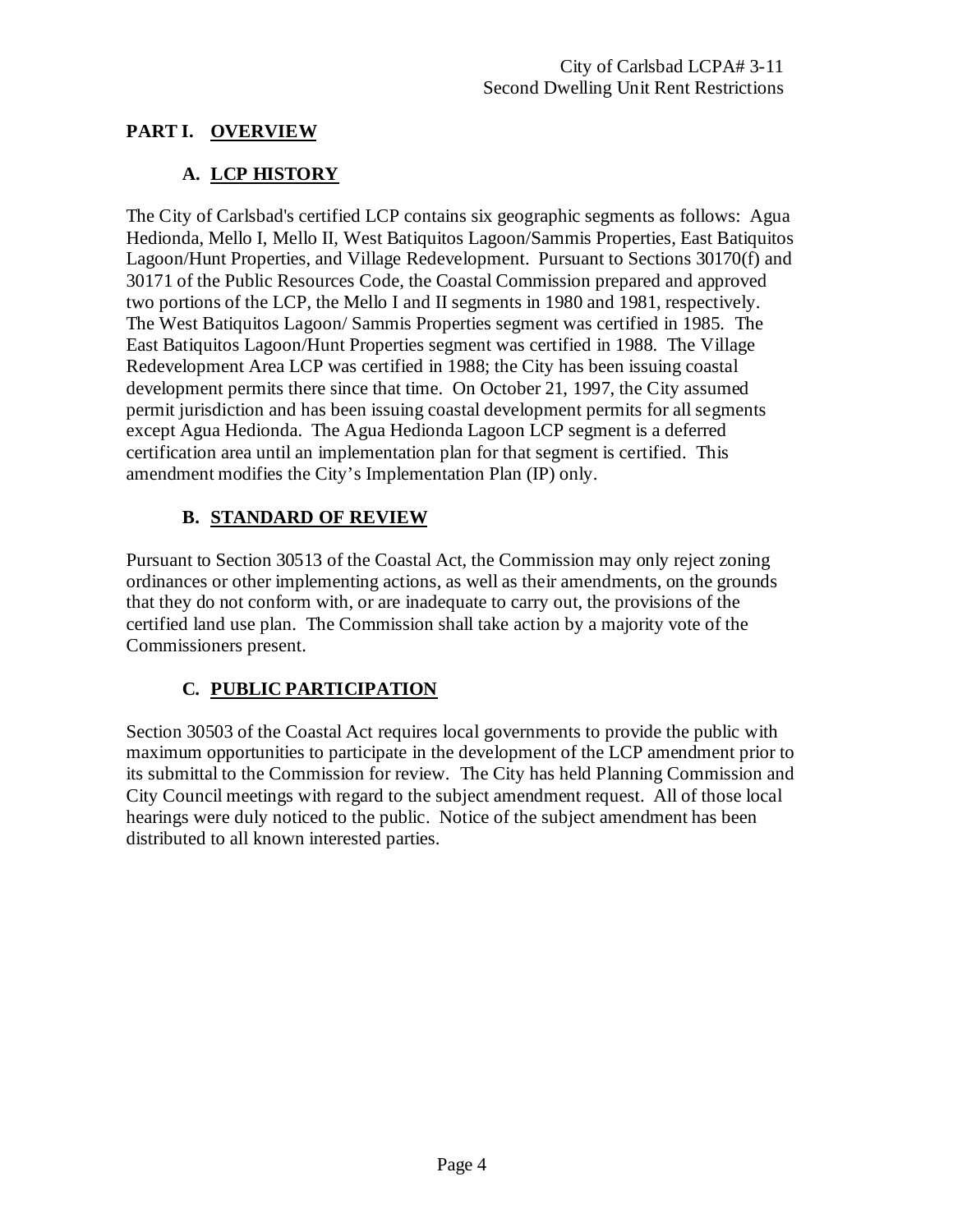## PART I. OVERVIEW

### A. LCP HISTORY

The City of Carlsbad's certified LCP contains six geographic segments as follows: Agua Hedionda, Mello I, Mello II, West Batiquitos Lagoon/Sammis Properties, East Batiquitos Lagoon/Hunt Properties, and Village Redevelopment. Pursuant to Sections 30170(f) and 30171 of the Public Resources Code, the Coastal Commission prepared and approved two portions of the LCP, the Mello I and II segments in 1980 and 1981, respectively. The West Batiquitos Lagoon/ Sammis Properties segment was certified in 1985. The East Batiquitos Lagoon/Hunt Properties segment was certified in 1988. The Village Redevelopment Area LCP was certified in 1988; the City has been issuing coastal development permits there since that time. On October 21, 1997, the City assumed permit jurisdiction and has been issuing coastal development permits for all segments except Agua Hedionda. The Agua Hedionda Lagoon LCP segment is a deferred certification area until an implementation plan for that segment is certified. This amendment modifies the City's Implementation Plan (IP) only.

### B. STANDARD OF REVIEW

Pursuant to Section 30513 of the Coastal Act, the Commission may only reject zoning ordinances or other implementing actions, as well as their amendments, on the grounds that they do not conform with, or are inadequate to carry out, the provisions of the certified land use plan. The Commission shall take action by a majority vote of the Commissioners present.

### C. PUBLIC PARTICIPATION

Section 30503 of the Coastal Act requires local governments to provide the public with maximum opportunities to participate in the development of the LCP amendment prior to its submittal to the Commission for review. The City has held Planning Commission and City Council meetings with regard to the subject amendment request. All of those local hearings were duly noticed to the public. Notice of the subject amendment has been distributed to all known interested parties.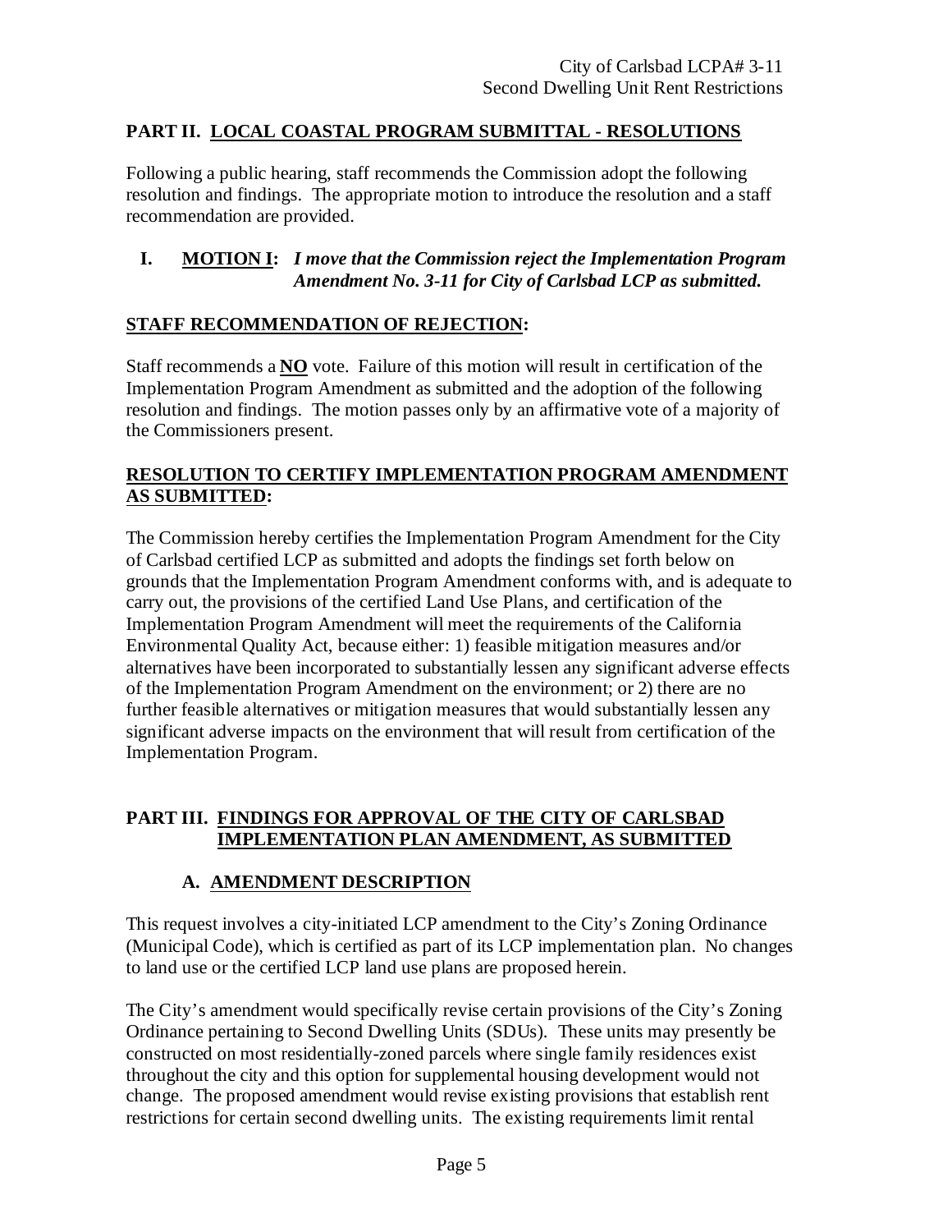## PART II. LOCAL COASTAL PROGRAM SUBMITTAL - RESOLUTIONS

Following a public hearing, staff recommends the Commission adopt the following resolution and findings. The appropriate motion to introduce the resolution and a staff recommendation are provided.

**I. MOTION I:** ***I move that the Commission reject the Implementation Program Amendment No. 3-11 for City of Carlsbad LCP as submitted.***

**STAFF RECOMMENDATION OF REJECTION:**

Staff recommends a **NO** vote. Failure of this motion will result in certification of the Implementation Program Amendment as submitted and the adoption of the following resolution and findings. The motion passes only by an affirmative vote of a majority of the Commissioners present.

**RESOLUTION TO CERTIFY IMPLEMENTATION PROGRAM AMENDMENT AS SUBMITTED:**

The Commission hereby certifies the Implementation Program Amendment for the City of Carlsbad certified LCP as submitted and adopts the findings set forth below on grounds that the Implementation Program Amendment conforms with, and is adequate to carry out, the provisions of the certified Land Use Plans, and certification of the Implementation Program Amendment will meet the requirements of the California Environmental Quality Act, because either: 1) feasible mitigation measures and/or alternatives have been incorporated to substantially lessen any significant adverse effects of the Implementation Program Amendment on the environment; or 2) there are no further feasible alternatives or mitigation measures that would substantially lessen any significant adverse impacts on the environment that will result from certification of the Implementation Program.

## PART III. FINDINGS FOR APPROVAL OF THE CITY OF CARLSBAD IMPLEMENTATION PLAN AMENDMENT, AS SUBMITTED

### A. AMENDMENT DESCRIPTION

This request involves a city-initiated LCP amendment to the City's Zoning Ordinance (Municipal Code), which is certified as part of its LCP implementation plan. No changes to land use or the certified LCP land use plans are proposed herein.

The City's amendment would specifically revise certain provisions of the City's Zoning Ordinance pertaining to Second Dwelling Units (SDUs). These units may presently be constructed on most residentially-zoned parcels where single family residences exist throughout the city and this option for supplemental housing development would not change. The proposed amendment would revise existing provisions that establish rent restrictions for certain second dwelling units. The existing requirements limit rental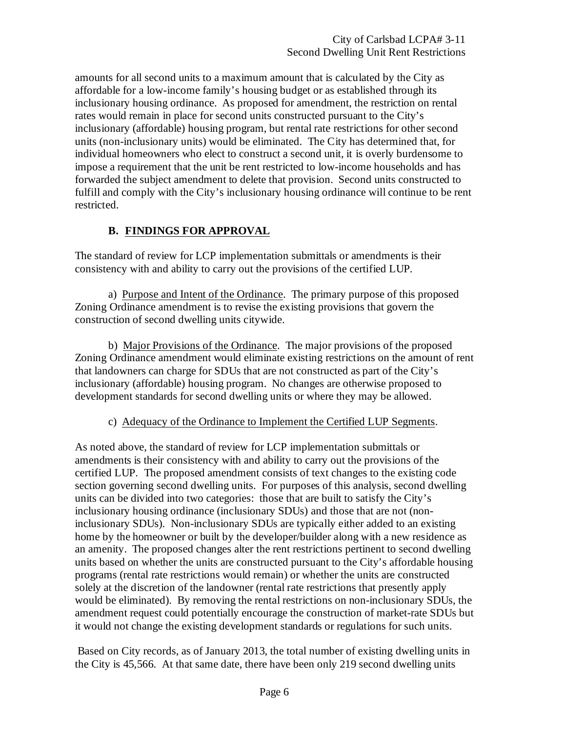amounts for all second units to a maximum amount that is calculated by the City as affordable for a low-income family's housing budget or as established through its inclusionary housing ordinance. As proposed for amendment, the restriction on rental rates would remain in place for second units constructed pursuant to the City's inclusionary (affordable) housing program, but rental rate restrictions for other second units (non-inclusionary units) would be eliminated. The City has determined that, for individual homeowners who elect to construct a second unit, it is overly burdensome to impose a requirement that the unit be rent restricted to low-income households and has forwarded the subject amendment to delete that provision. Second units constructed to fulfill and comply with the City's inclusionary housing ordinance will continue to be rent restricted.

### B. FINDINGS FOR APPROVAL

The standard of review for LCP implementation submittals or amendments is their consistency with and ability to carry out the provisions of the certified LUP.

a) Purpose and Intent of the Ordinance. The primary purpose of this proposed Zoning Ordinance amendment is to revise the existing provisions that govern the construction of second dwelling units citywide.

b) Major Provisions of the Ordinance. The major provisions of the proposed Zoning Ordinance amendment would eliminate existing restrictions on the amount of rent that landowners can charge for SDUs that are not constructed as part of the City's inclusionary (affordable) housing program. No changes are otherwise proposed to development standards for second dwelling units or where they may be allowed.

c) Adequacy of the Ordinance to Implement the Certified LUP Segments.

As noted above, the standard of review for LCP implementation submittals or amendments is their consistency with and ability to carry out the provisions of the certified LUP. The proposed amendment consists of text changes to the existing code section governing second dwelling units. For purposes of this analysis, second dwelling units can be divided into two categories: those that are built to satisfy the City's inclusionary housing ordinance (inclusionary SDUs) and those that are not (non-inclusionary SDUs). Non-inclusionary SDUs are typically either added to an existing home by the homeowner or built by the developer/builder along with a new residence as an amenity. The proposed changes alter the rent restrictions pertinent to second dwelling units based on whether the units are constructed pursuant to the City's affordable housing programs (rental rate restrictions would remain) or whether the units are constructed solely at the discretion of the landowner (rental rate restrictions that presently apply would be eliminated). By removing the rental restrictions on non-inclusionary SDUs, the amendment request could potentially encourage the construction of market-rate SDUs but it would not change the existing development standards or regulations for such units.

Based on City records, as of January 2013, the total number of existing dwelling units in the City is 45,566. At that same date, there have been only 219 second dwelling units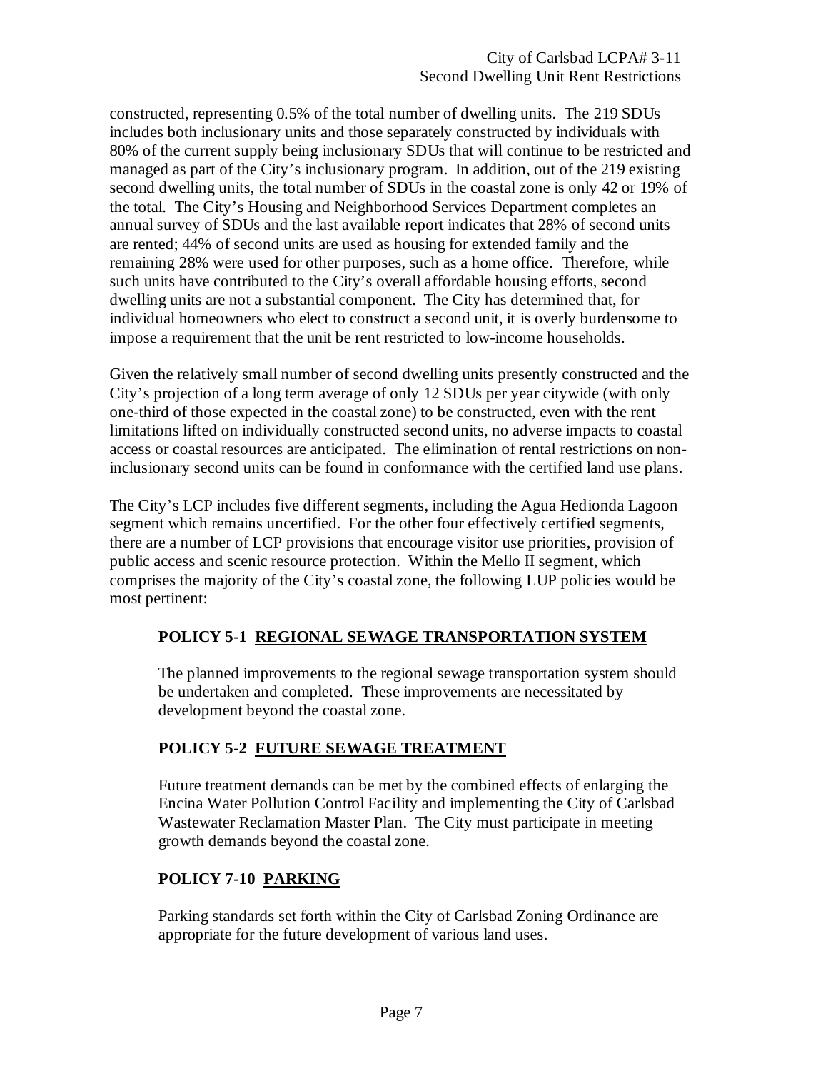constructed, representing 0.5% of the total number of dwelling units. The 219 SDUs includes both inclusionary units and those separately constructed by individuals with 80% of the current supply being inclusionary SDUs that will continue to be restricted and managed as part of the City's inclusionary program. In addition, out of the 219 existing second dwelling units, the total number of SDUs in the coastal zone is only 42 or 19% of the total. The City's Housing and Neighborhood Services Department completes an annual survey of SDUs and the last available report indicates that 28% of second units are rented; 44% of second units are used as housing for extended family and the remaining 28% were used for other purposes, such as a home office. Therefore, while such units have contributed to the City's overall affordable housing efforts, second dwelling units are not a substantial component. The City has determined that, for individual homeowners who elect to construct a second unit, it is overly burdensome to impose a requirement that the unit be rent restricted to low-income households.

Given the relatively small number of second dwelling units presently constructed and the City's projection of a long term average of only 12 SDUs per year citywide (with only one-third of those expected in the coastal zone) to be constructed, even with the rent limitations lifted on individually constructed second units, no adverse impacts to coastal access or coastal resources are anticipated. The elimination of rental restrictions on non-inclusionary second units can be found in conformance with the certified land use plans.

The City's LCP includes five different segments, including the Agua Hedionda Lagoon segment which remains uncertified. For the other four effectively certified segments, there are a number of LCP provisions that encourage visitor use priorities, provision of public access and scenic resource protection. Within the Mello II segment, which comprises the majority of the City's coastal zone, the following LUP policies would be most pertinent:

**POLICY 5-1 <u>REGIONAL SEWAGE TRANSPORTATION SYSTEM</u>**

The planned improvements to the regional sewage transportation system should be undertaken and completed. These improvements are necessitated by development beyond the coastal zone.

**POLICY 5-2 <u>FUTURE SEWAGE TREATMENT</u>**

Future treatment demands can be met by the combined effects of enlarging the Encina Water Pollution Control Facility and implementing the City of Carlsbad Wastewater Reclamation Master Plan. The City must participate in meeting growth demands beyond the coastal zone.

**POLICY 7-10 <u>PARKING</u>**

Parking standards set forth within the City of Carlsbad Zoning Ordinance are appropriate for the future development of various land uses.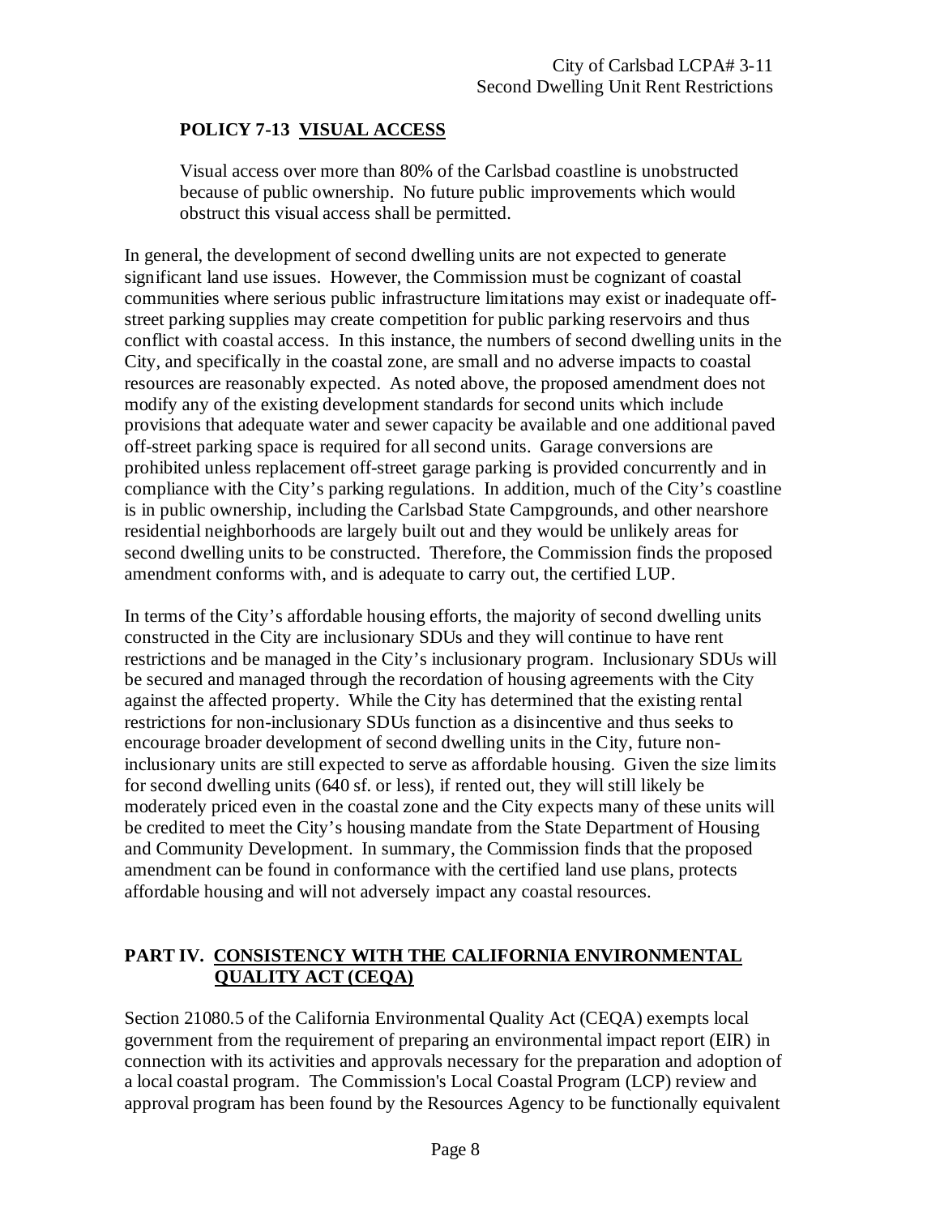**POLICY 7-13 VISUAL ACCESS**

> Visual access over more than 80% of the Carlsbad coastline is unobstructed because of public ownership. No future public improvements which would obstruct this visual access shall be permitted.

In general, the development of second dwelling units are not expected to generate significant land use issues. However, the Commission must be cognizant of coastal communities where serious public infrastructure limitations may exist or inadequate off-street parking supplies may create competition for public parking reservoirs and thus conflict with coastal access. In this instance, the numbers of second dwelling units in the City, and specifically in the coastal zone, are small and no adverse impacts to coastal resources are reasonably expected. As noted above, the proposed amendment does not modify any of the existing development standards for second units which include provisions that adequate water and sewer capacity be available and one additional paved off-street parking space is required for all second units. Garage conversions are prohibited unless replacement off-street garage parking is provided concurrently and in compliance with the City's parking regulations. In addition, much of the City's coastline is in public ownership, including the Carlsbad State Campgrounds, and other nearshore residential neighborhoods are largely built out and they would be unlikely areas for second dwelling units to be constructed. Therefore, the Commission finds the proposed amendment conforms with, and is adequate to carry out, the certified LUP.

In terms of the City's affordable housing efforts, the majority of second dwelling units constructed in the City are inclusionary SDUs and they will continue to have rent restrictions and be managed in the City's inclusionary program. Inclusionary SDUs will be secured and managed through the recordation of housing agreements with the City against the affected property. While the City has determined that the existing rental restrictions for non-inclusionary SDUs function as a disincentive and thus seeks to encourage broader development of second dwelling units in the City, future non-inclusionary units are still expected to serve as affordable housing. Given the size limits for second dwelling units (640 sf. or less), if rented out, they will still likely be moderately priced even in the coastal zone and the City expects many of these units will be credited to meet the City's housing mandate from the State Department of Housing and Community Development. In summary, the Commission finds that the proposed amendment can be found in conformance with the certified land use plans, protects affordable housing and will not adversely impact any coastal resources.

## PART IV. CONSISTENCY WITH THE CALIFORNIA ENVIRONMENTAL QUALITY ACT (CEQA)

Section 21080.5 of the California Environmental Quality Act (CEQA) exempts local government from the requirement of preparing an environmental impact report (EIR) in connection with its activities and approvals necessary for the preparation and adoption of a local coastal program. The Commission's Local Coastal Program (LCP) review and approval program has been found by the Resources Agency to be functionally equivalent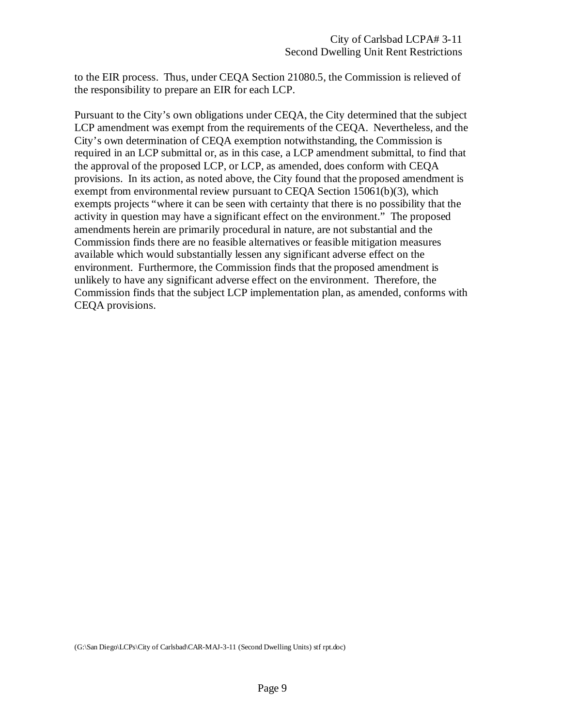to the EIR process. Thus, under CEQA Section 21080.5, the Commission is relieved of the responsibility to prepare an EIR for each LCP.

Pursuant to the City's own obligations under CEQA, the City determined that the subject LCP amendment was exempt from the requirements of the CEQA. Nevertheless, and the City's own determination of CEQA exemption notwithstanding, the Commission is required in an LCP submittal or, as in this case, a LCP amendment submittal, to find that the approval of the proposed LCP, or LCP, as amended, does conform with CEQA provisions. In its action, as noted above, the City found that the proposed amendment is exempt from environmental review pursuant to CEQA Section 15061(b)(3), which exempts projects "where it can be seen with certainty that there is no possibility that the activity in question may have a significant effect on the environment." The proposed amendments herein are primarily procedural in nature, are not substantial and the Commission finds there are no feasible alternatives or feasible mitigation measures available which would substantially lessen any significant adverse effect on the environment. Furthermore, the Commission finds that the proposed amendment is unlikely to have any significant adverse effect on the environment. Therefore, the Commission finds that the subject LCP implementation plan, as amended, conforms with CEQA provisions.

(G:\San Diego\LCPs\City of Carlsbad\CAR-MAJ-3-11 (Second Dwelling Units) stf rpt.doc)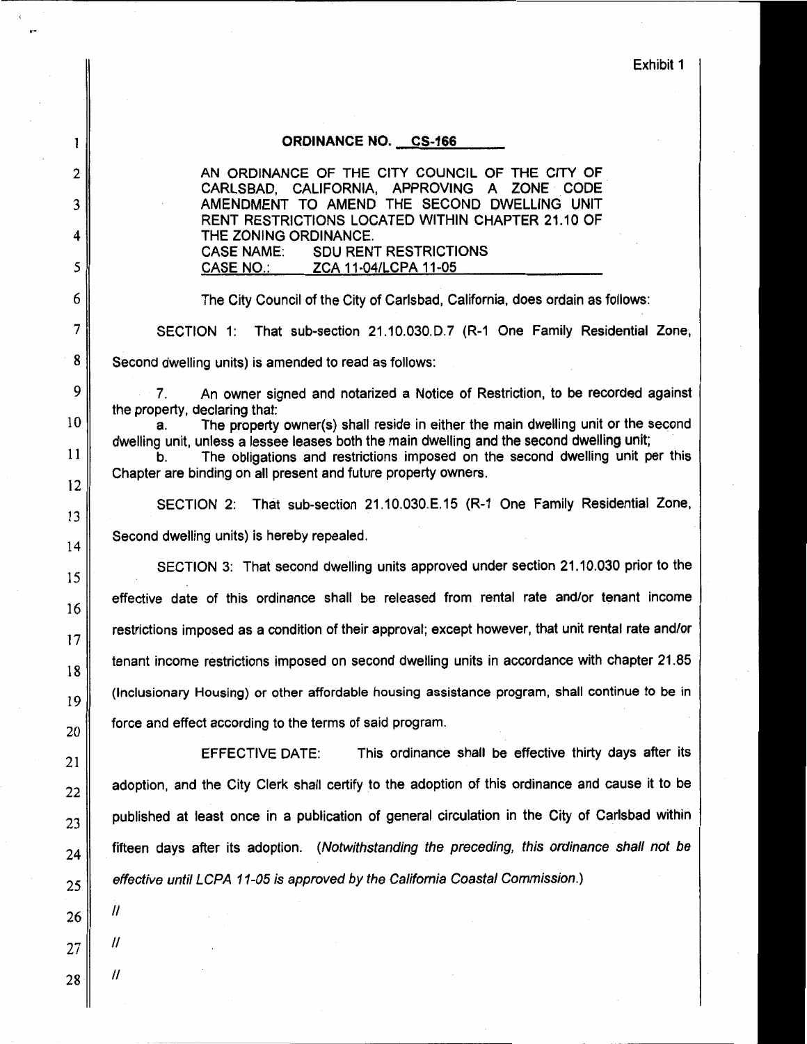Exhibit 1

**ORDINANCE NO. CS-166**

AN ORDINANCE OF THE CITY COUNCIL OF THE CITY OF CARLSBAD, CALIFORNIA, APPROVING A ZONE CODE AMENDMENT TO AMEND THE SECOND DWELLING UNIT RENT RESTRICTIONS LOCATED WITHIN CHAPTER 21.10 OF THE ZONING ORDINANCE.
CASE NAME: SDU RENT RESTRICTIONS
CASE NO.: ZCA 11-04/LCPA 11-05

The City Council of the City of Carlsbad, California, does ordain as follows:

SECTION 1: That sub-section 21.10.030.D.7 (R-1 One Family Residential Zone, Second dwelling units) is amended to read as follows:

7. An owner signed and notarized a Notice of Restriction, to be recorded against the property, declaring that:
   a. The property owner(s) shall reside in either the main dwelling unit or the second dwelling unit, unless a lessee leases both the main dwelling and the second dwelling unit;
   b. The obligations and restrictions imposed on the second dwelling unit per this Chapter are binding on all present and future property owners.

SECTION 2: That sub-section 21.10.030.E.15 (R-1 One Family Residential Zone, Second dwelling units) is hereby repealed.

SECTION 3: That second dwelling units approved under section 21.10.030 prior to the effective date of this ordinance shall be released from rental rate and/or tenant income restrictions imposed as a condition of their approval; except however, that unit rental rate and/or tenant income restrictions imposed on second dwelling units in accordance with chapter 21.85 (Inclusionary Housing) or other affordable housing assistance program, shall continue to be in force and effect according to the terms of said program.

EFFECTIVE DATE: This ordinance shall be effective thirty days after its adoption, and the City Clerk shall certify to the adoption of this ordinance and cause it to be published at least once in a publication of general circulation in the City of Carlsbad within fifteen days after its adoption. (*Notwithstanding the preceding, this ordinance shall not be effective until LCPA 11-05 is approved by the California Coastal Commission.*)

//

//

//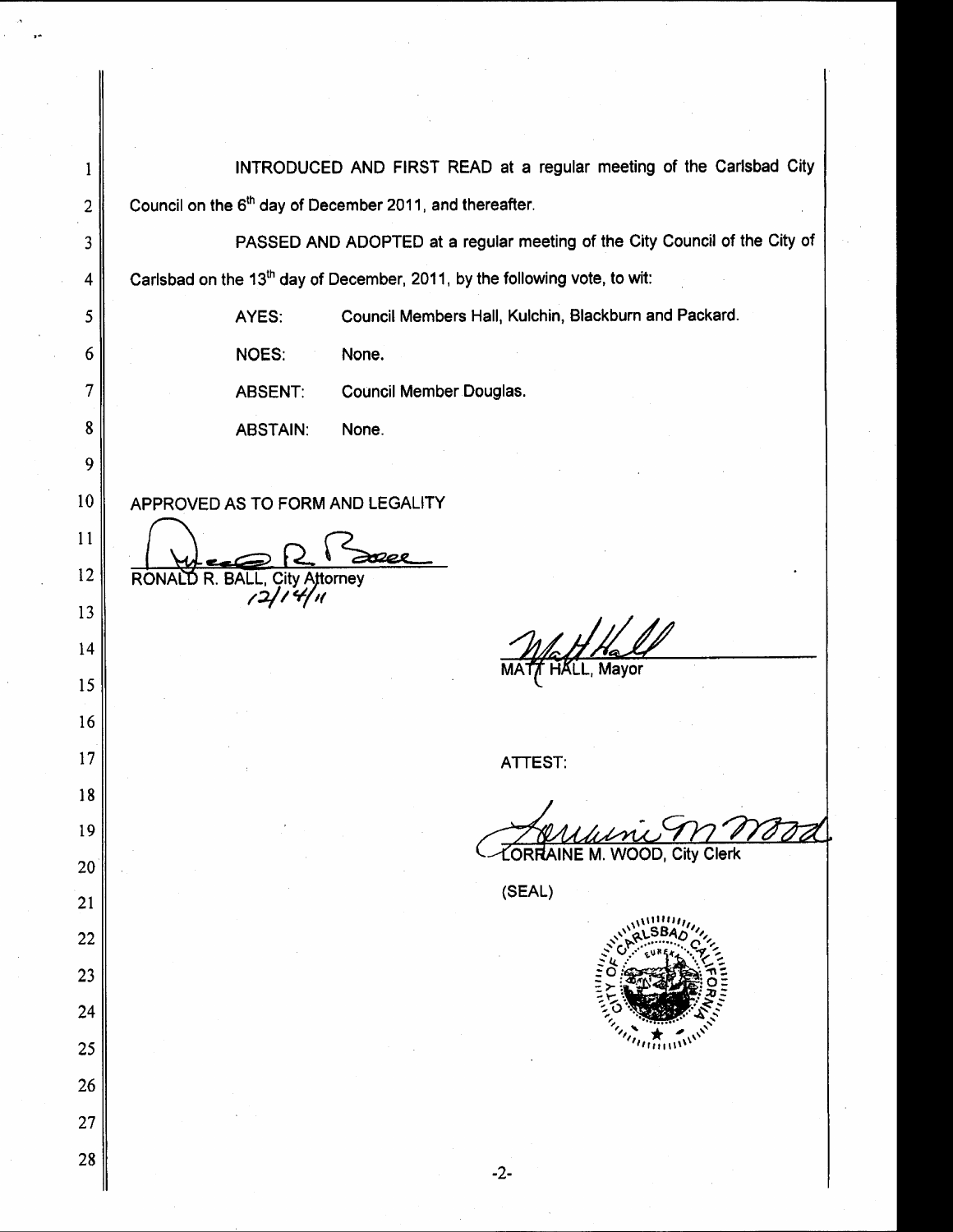INTRODUCED AND FIRST READ at a regular meeting of the Carlsbad City Council on the 6th day of December 2011, and thereafter.

PASSED AND ADOPTED at a regular meeting of the City Council of the City of Carlsbad on the 13th day of December, 2011, by the following vote, to wit:

AYES: Council Members Hall, Kulchin, Blackburn and Packard.

NOES: None.

ABSENT: Council Member Douglas.

ABSTAIN: None.

APPROVED AS TO FORM AND LEGALITY

RONALD R. BALL, City Attorney
12/14/11

MATT HALL, Mayor

ATTEST:

LORRAINE M. WOOD, City Clerk

(SEAL)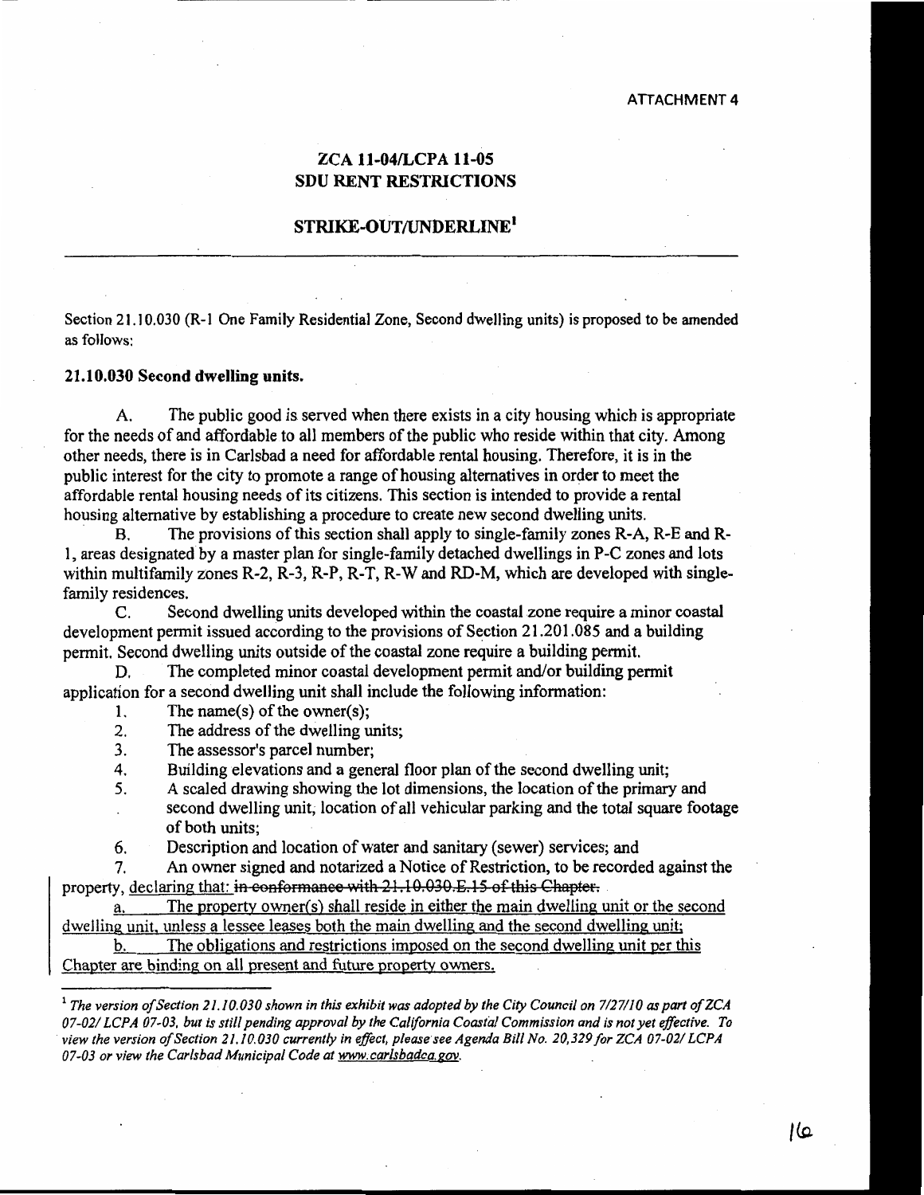ATTACHMENT 4

## ZCA 11-04/LCPA 11-05
## SDU RENT RESTRICTIONS

## STRIKE-OUT/UNDERLINE[1]

---

Section 21.10.030 (R-1 One Family Residential Zone, Second dwelling units) is proposed to be amended as follows:

**21.10.030 Second dwelling units.**

A. The public good is served when there exists in a city housing which is appropriate for the needs of and affordable to all members of the public who reside within that city. Among other needs, there is in Carlsbad a need for affordable rental housing. Therefore, it is in the public interest for the city to promote a range of housing alternatives in order to meet the affordable rental housing needs of its citizens. This section is intended to provide a rental housing alternative by establishing a procedure to create new second dwelling units.

B. The provisions of this section shall apply to single-family zones R-A, R-E and R-1, areas designated by a master plan for single-family detached dwellings in P-C zones and lots within multifamily zones R-2, R-3, R-P, R-T, R-W and RD-M, which are developed with single-family residences.

C. Second dwelling units developed within the coastal zone require a minor coastal development permit issued according to the provisions of Section 21.201.085 and a building permit. Second dwelling units outside of the coastal zone require a building permit.

D. The completed minor coastal development permit and/or building permit application for a second dwelling unit shall include the following information:

1. The name(s) of the owner(s);
2. The address of the dwelling units;
3. The assessor's parcel number;
4. Building elevations and a general floor plan of the second dwelling unit;
5. A scaled drawing showing the lot dimensions, the location of the primary and second dwelling unit, location of all vehicular parking and the total square footage of both units;
6. Description and location of water and sanitary (sewer) services; and
7. An owner signed and notarized a Notice of Restriction, to be recorded against the property, <u>declaring that:</u> ~~in conformance with 21.10.030.E.15 of this Chapter.~~

<u>a. The property owner(s) shall reside in either the main dwelling unit or the second dwelling unit, unless a lessee leases both the main dwelling and the second dwelling unit;</u>

<u>b. The obligations and restrictions imposed on the second dwelling unit per this Chapter are binding on all present and future property owners.</u>

---

[1] *The version of Section 21.10.030 shown in this exhibit was adopted by the City Council on 7/27/10 as part of ZCA 07-02/ LCPA 07-03, but is still pending approval by the California Coastal Commission and is not yet effective. To view the version of Section 21.10.030 currently in effect, please see Agenda Bill No. 20,329 for ZCA 07-02/ LCPA 07-03 or view the Carlsbad Municipal Code at www.carlsbadca.gov.*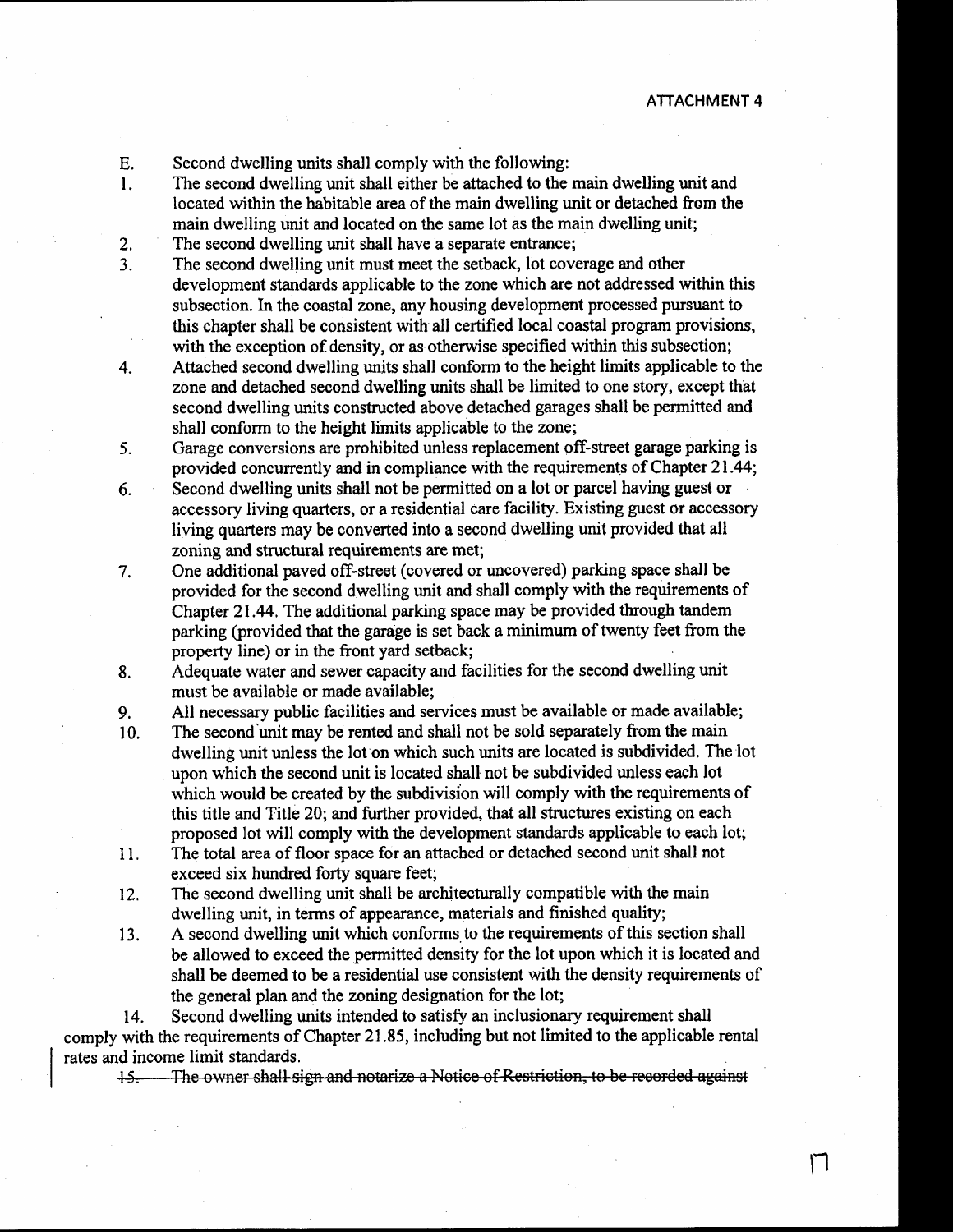ATTACHMENT 4

E. Second dwelling units shall comply with the following:

1. The second dwelling unit shall either be attached to the main dwelling unit and located within the habitable area of the main dwelling unit or detached from the main dwelling unit and located on the same lot as the main dwelling unit;
2. The second dwelling unit shall have a separate entrance;
3. The second dwelling unit must meet the setback, lot coverage and other development standards applicable to the zone which are not addressed within this subsection. In the coastal zone, any housing development processed pursuant to this chapter shall be consistent with all certified local coastal program provisions, with the exception of density, or as otherwise specified within this subsection;
4. Attached second dwelling units shall conform to the height limits applicable to the zone and detached second dwelling units shall be limited to one story, except that second dwelling units constructed above detached garages shall be permitted and shall conform to the height limits applicable to the zone;
5. Garage conversions are prohibited unless replacement off-street garage parking is provided concurrently and in compliance with the requirements of Chapter 21.44;
6. Second dwelling units shall not be permitted on a lot or parcel having guest or accessory living quarters, or a residential care facility. Existing guest or accessory living quarters may be converted into a second dwelling unit provided that all zoning and structural requirements are met;
7. One additional paved off-street (covered or uncovered) parking space shall be provided for the second dwelling unit and shall comply with the requirements of Chapter 21.44. The additional parking space may be provided through tandem parking (provided that the garage is set back a minimum of twenty feet from the property line) or in the front yard setback;
8. Adequate water and sewer capacity and facilities for the second dwelling unit must be available or made available;
9. All necessary public facilities and services must be available or made available;
10. The second unit may be rented and shall not be sold separately from the main dwelling unit unless the lot on which such units are located is subdivided. The lot upon which the second unit is located shall not be subdivided unless each lot which would be created by the subdivision will comply with the requirements of this title and Title 20; and further provided, that all structures existing on each proposed lot will comply with the development standards applicable to each lot;
11. The total area of floor space for an attached or detached second unit shall not exceed six hundred forty square feet;
12. The second dwelling unit shall be architecturally compatible with the main dwelling unit, in terms of appearance, materials and finished quality;
13. A second dwelling unit which conforms to the requirements of this section shall be allowed to exceed the permitted density for the lot upon which it is located and shall be deemed to be a residential use consistent with the density requirements of the general plan and the zoning designation for the lot;
14. Second dwelling units intended to satisfy an inclusionary requirement shall comply with the requirements of Chapter 21.85, including but not limited to the applicable rental rates and income limit standards.

~~15. The owner shall sign and notarize a Notice of Restriction, to be recorded against~~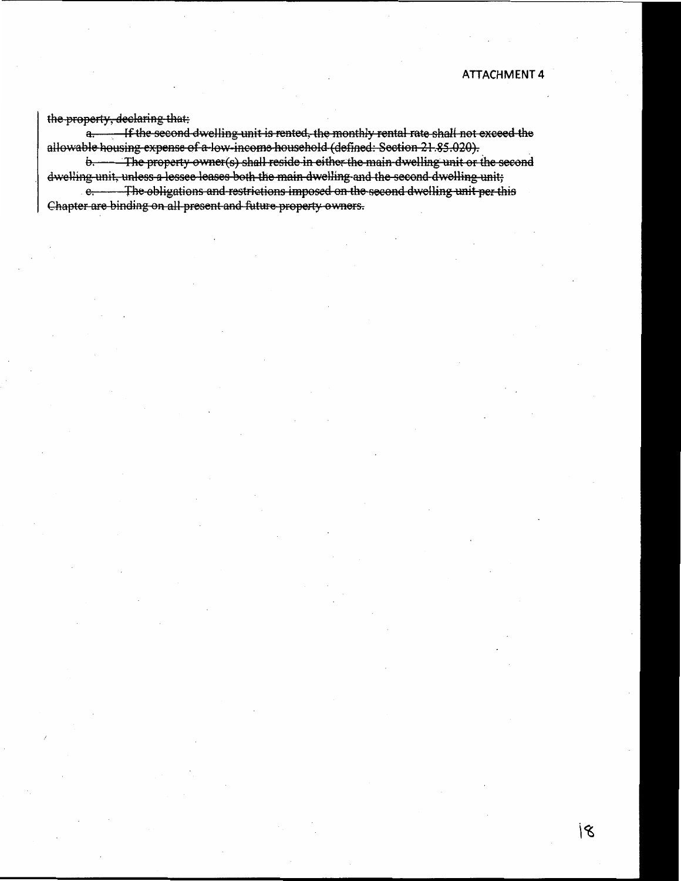~~the property, declaring that:~~

~~a. If the second dwelling unit is rented, the monthly rental rate shall not exceed the allowable housing expense of a low-income household (defined: Section 21.85.020).~~

~~b. The property owner(s) shall reside in either the main dwelling unit or the second dwelling unit, unless a lessee leases both the main dwelling and the second dwelling unit;~~

~~c. The obligations and restrictions imposed on the second dwelling unit per this Chapter are binding on all present and future property owners.~~